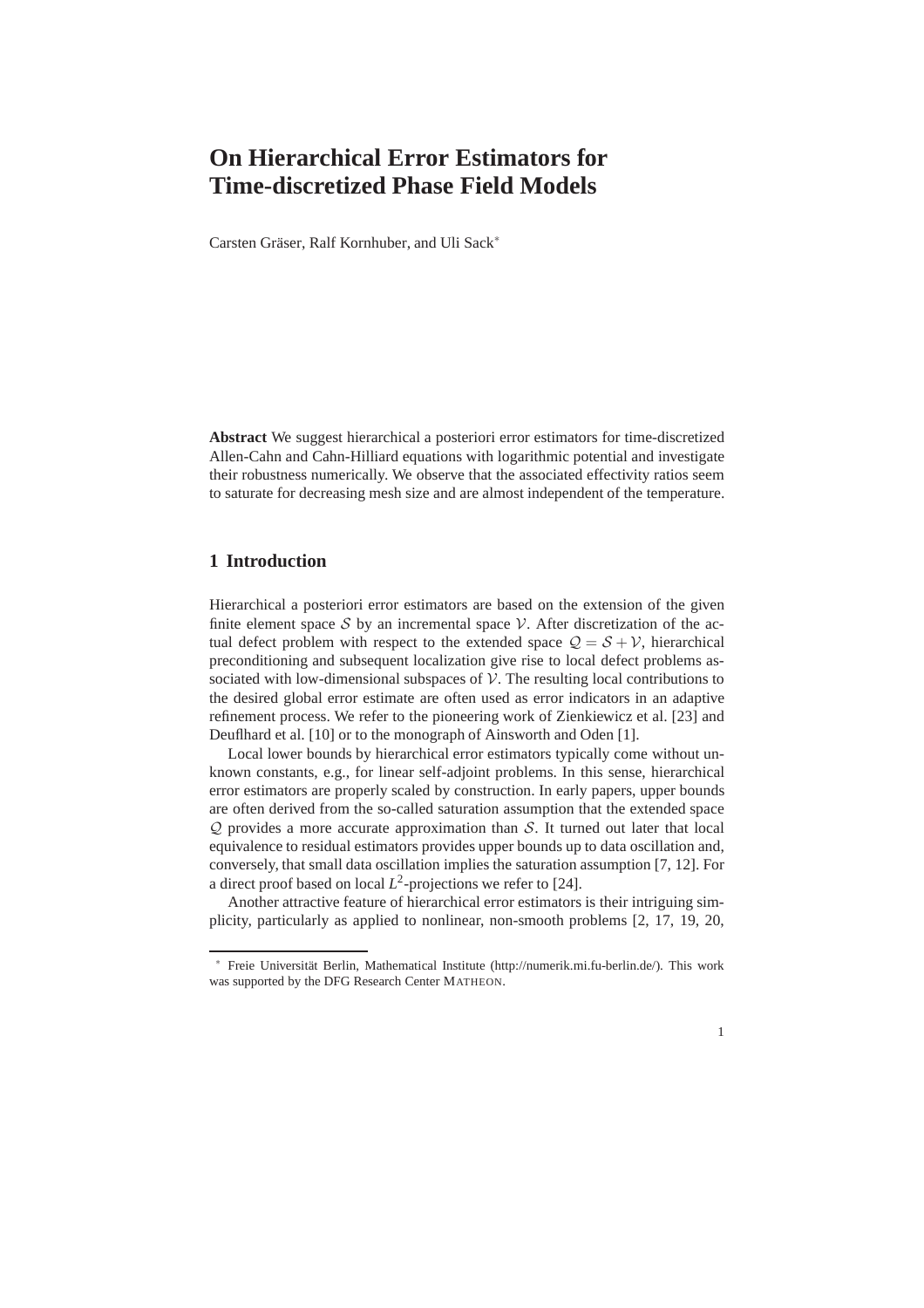# On Hierarchical Error Estimators for Time-discretized Phase Field Models

Carsten Gräser, Ralf Kornhuber, and Uli Sack*

**Abstract** We suggest hierarchical a posteriori error estimators for time-discretized Allen-Cahn and Cahn-Hilliard equations with logarithmic potential and investigate their robustness numerically. We observe that the associated effectivity ratios seem to saturate for decreasing mesh size and are almost independent of the temperature.

## 1 Introduction

Hierarchical a posteriori error estimators are based on the extension of the given finite element space $\mathcal{S}$ by an incremental space $\mathcal{V}$. After discretization of the actual defect problem with respect to the extended space $\mathcal{Q} = \mathcal{S} + \mathcal{V}$, hierarchical preconditioning and subsequent localization give rise to local defect problems associated with low-dimensional subspaces of $\mathcal{V}$. The resulting local contributions to the desired global error estimate are often used as error indicators in an adaptive refinement process. We refer to the pioneering work of Zienkiewicz et al. [23] and Deuflhard et al. [10] or to the monograph of Ainsworth and Oden [1].

Local lower bounds by hierarchical error estimators typically come without unknown constants, e.g., for linear self-adjoint problems. In this sense, hierarchical error estimators are properly scaled by construction. In early papers, upper bounds are often derived from the so-called saturation assumption that the extended space $\mathcal{Q}$ provides a more accurate approximation than $\mathcal{S}$. It turned out later that local equivalence to residual estimators provides upper bounds up to data oscillation and, conversely, that small data oscillation implies the saturation assumption [7, 12]. For a direct proof based on local $L^2$-projections we refer to [24].

Another attractive feature of hierarchical error estimators is their intriguing simplicity, particularly as applied to nonlinear, non-smooth problems [2, 17, 19, 20,

---

* Freie Universität Berlin, Mathematical Institute (http://numerik.mi.fu-berlin.de/). This work was supported by the DFG Research Center MATHEON.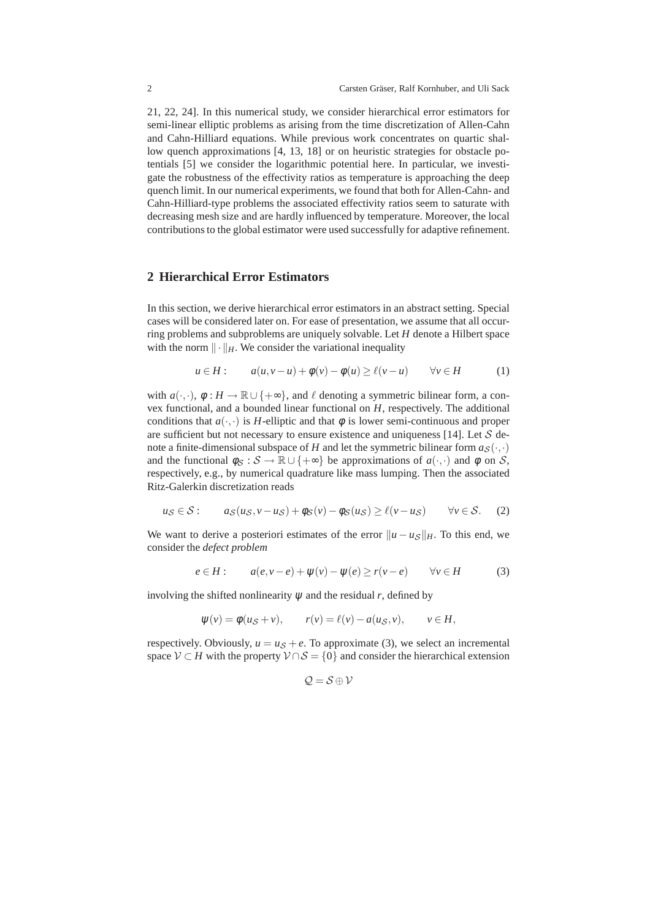21, 22, 24]. In this numerical study, we consider hierarchical error estimators for semi-linear elliptic problems as arising from the time discretization of Allen-Cahn and Cahn-Hilliard equations. While previous work concentrates on quartic shallow quench approximations [4, 13, 18] or on heuristic strategies for obstacle potentials [5] we consider the logarithmic potential here. In particular, we investigate the robustness of the effectivity ratios as temperature is approaching the deep quench limit. In our numerical experiments, we found that both for Allen-Cahn- and Cahn-Hilliard-type problems the associated effectivity ratios seem to saturate with decreasing mesh size and are hardly influenced by temperature. Moreover, the local contributions to the global estimator were used successfully for adaptive refinement.

## 2 Hierarchical Error Estimators

In this section, we derive hierarchical error estimators in an abstract setting. Special cases will be considered later on. For ease of presentation, we assume that all occurring problems and subproblems are uniquely solvable. Let $H$ denote a Hilbert space with the norm $\|\cdot\|_H$. We consider the variational inequality

$$u \in H: \qquad a(u, v-u) + \phi(v) - \phi(u) \geq \ell(v-u) \qquad \forall v \in H \tag{1}$$

with $a(\cdot,\cdot)$, $\phi : H \to \mathbb{R} \cup \{+\infty\}$, and $\ell$ denoting a symmetric bilinear form, a convex functional, and a bounded linear functional on $H$, respectively. The additional conditions that $a(\cdot,\cdot)$ is $H$-elliptic and that $\phi$ is lower semi-continuous and proper are sufficient but not necessary to ensure existence and uniqueness [14]. Let $\mathcal{S}$ denote a finite-dimensional subspace of $H$ and let the symmetric bilinear form $a_{\mathcal{S}}(\cdot,\cdot)$ and the functional $\phi_{\mathcal{S}} : \mathcal{S} \to \mathbb{R} \cup \{+\infty\}$ be approximations of $a(\cdot,\cdot)$ and $\phi$ on $\mathcal{S}$, respectively, e.g., by numerical quadrature like mass lumping. Then the associated Ritz-Galerkin discretization reads

$$u_{\mathcal{S}} \in \mathcal{S}: \qquad a_{\mathcal{S}}(u_{\mathcal{S}}, v-u_{\mathcal{S}}) + \phi_{\mathcal{S}}(v) - \phi_{\mathcal{S}}(u_{\mathcal{S}}) \geq \ell(v-u_{\mathcal{S}}) \qquad \forall v \in \mathcal{S}. \tag{2}$$

We want to derive a posteriori estimates of the error $\|u - u_{\mathcal{S}}\|_H$. To this end, we consider the *defect problem*

$$e \in H: \qquad a(e, v-e) + \psi(v) - \psi(e) \geq r(v-e) \qquad \forall v \in H \tag{3}$$

involving the shifted nonlinearity $\psi$ and the residual $r$, defined by

$$\psi(v) = \phi(u_{\mathcal{S}} + v), \qquad r(v) = \ell(v) - a(u_{\mathcal{S}}, v), \qquad v \in H,$$

respectively. Obviously, $u = u_{\mathcal{S}} + e$. To approximate (3), we select an incremental space $\mathcal{V} \subset H$ with the property $\mathcal{V} \cap \mathcal{S} = \{0\}$ and consider the hierarchical extension

$$\mathcal{Q} = \mathcal{S} \oplus \mathcal{V}$$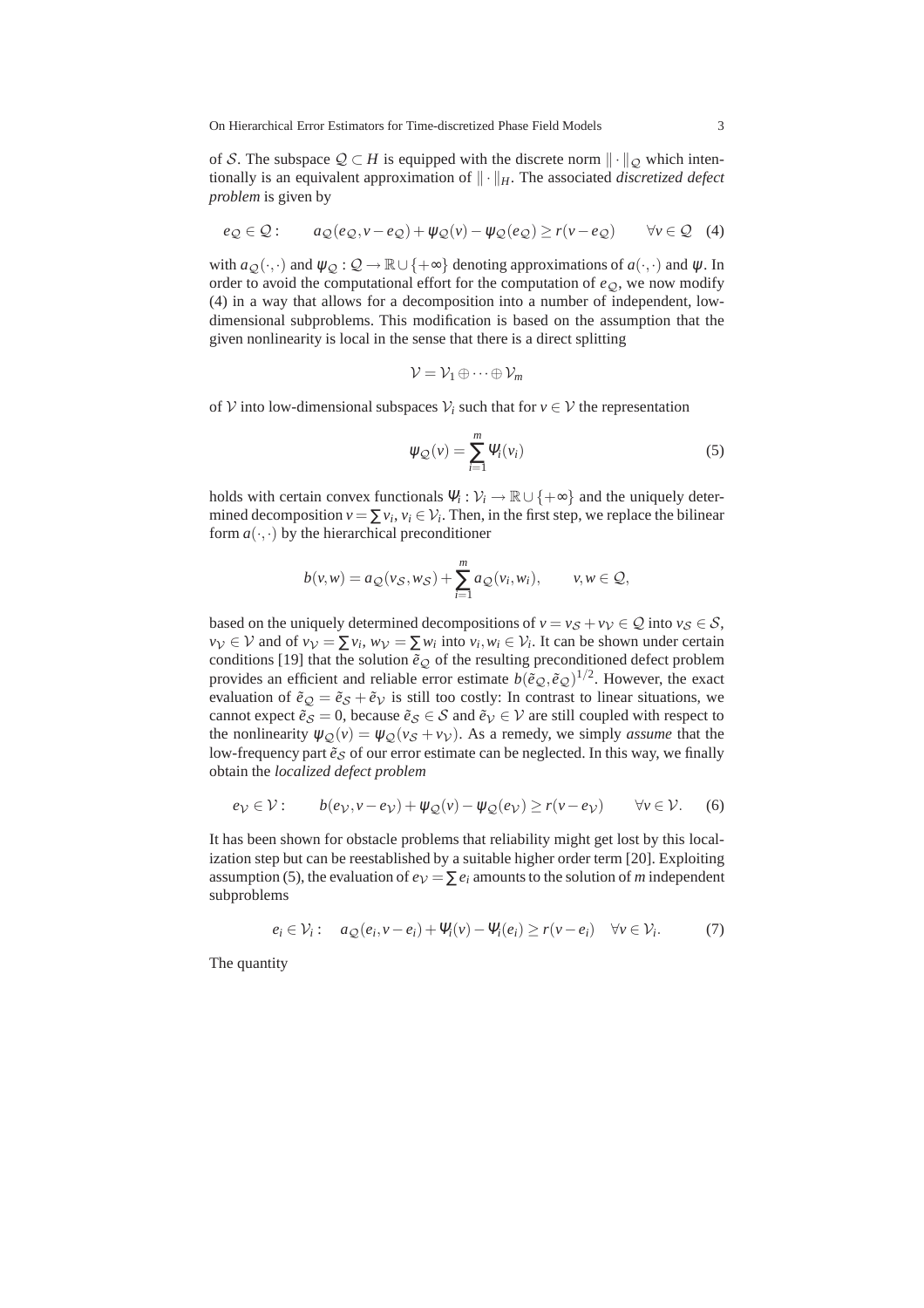of $\mathcal{S}$. The subspace $\mathcal{Q} \subset H$ is equipped with the discrete norm $\|\cdot\|_{\mathcal{Q}}$ which intentionally is an equivalent approximation of $\|\cdot\|_H$. The associated *discretized defect problem* is given by

$$e_{\mathcal{Q}} \in \mathcal{Q}: \qquad a_{\mathcal{Q}}(e_{\mathcal{Q}}, v - e_{\mathcal{Q}}) + \psi_{\mathcal{Q}}(v) - \psi_{\mathcal{Q}}(e_{\mathcal{Q}}) \geq r(v - e_{\mathcal{Q}}) \qquad \forall v \in \mathcal{Q} \quad (4)$$

with $a_{\mathcal{Q}}(\cdot,\cdot)$ and $\psi_{\mathcal{Q}}: \mathcal{Q} \to \mathbb{R} \cup \{+\infty\}$ denoting approximations of $a(\cdot,\cdot)$ and $\psi$. In order to avoid the computational effort for the computation of $e_{\mathcal{Q}}$, we now modify (4) in a way that allows for a decomposition into a number of independent, low-dimensional subproblems. This modification is based on the assumption that the given nonlinearity is local in the sense that there is a direct splitting

$$\mathcal{V} = \mathcal{V}_1 \oplus \cdots \oplus \mathcal{V}_m$$

of $\mathcal{V}$ into low-dimensional subspaces $\mathcal{V}_i$ such that for $v \in \mathcal{V}$ the representation

$$\psi_{\mathcal{Q}}(v) = \sum_{i=1}^{m} \Psi_i(v_i) \qquad (5)$$

holds with certain convex functionals $\Psi_i : \mathcal{V}_i \to \mathbb{R} \cup \{+\infty\}$ and the uniquely determined decomposition $v = \sum v_i$, $v_i \in \mathcal{V}_i$. Then, in the first step, we replace the bilinear form $a(\cdot,\cdot)$ by the hierarchical preconditioner

$$b(v,w) = a_{\mathcal{Q}}(v_{\mathcal{S}}, w_{\mathcal{S}}) + \sum_{i=1}^{m} a_{\mathcal{Q}}(v_i, w_i), \qquad v, w \in \mathcal{Q},$$

based on the uniquely determined decompositions of $v = v_{\mathcal{S}} + v_{\mathcal{V}} \in \mathcal{Q}$ into $v_{\mathcal{S}} \in \mathcal{S}$, $v_{\mathcal{V}} \in \mathcal{V}$ and of $v_{\mathcal{V}} = \sum v_i$, $w_{\mathcal{V}} = \sum w_i$ into $v_i, w_i \in \mathcal{V}_i$. It can be shown under certain conditions [19] that the solution $\tilde{e}_{\mathcal{Q}}$ of the resulting preconditioned defect problem provides an efficient and reliable error estimate $b(\tilde{e}_{\mathcal{Q}}, \tilde{e}_{\mathcal{Q}})^{1/2}$. However, the exact evaluation of $\tilde{e}_{\mathcal{Q}} = \tilde{e}_{\mathcal{S}} + \tilde{e}_{\mathcal{V}}$ is still too costly: In contrast to linear situations, we cannot expect $\tilde{e}_{\mathcal{S}} = 0$, because $\tilde{e}_{\mathcal{S}} \in \mathcal{S}$ and $\tilde{e}_{\mathcal{V}} \in \mathcal{V}$ are still coupled with respect to the nonlinearity $\psi_{\mathcal{Q}}(v) = \psi_{\mathcal{Q}}(v_{\mathcal{S}} + v_{\mathcal{V}})$. As a remedy, we simply *assume* that the low-frequency part $\tilde{e}_{\mathcal{S}}$ of our error estimate can be neglected. In this way, we finally obtain the *localized defect problem*

$$e_{\mathcal{V}} \in \mathcal{V}: \qquad b(e_{\mathcal{V}}, v - e_{\mathcal{V}}) + \psi_{\mathcal{Q}}(v) - \psi_{\mathcal{Q}}(e_{\mathcal{V}}) \geq r(v - e_{\mathcal{V}}) \qquad \forall v \in \mathcal{V}. \qquad (6)$$

It has been shown for obstacle problems that reliability might get lost by this localization step but can be reestablished by a suitable higher order term [20]. Exploiting assumption (5), the evaluation of $e_{\mathcal{V}} = \sum e_i$ amounts to the solution of $m$ independent subproblems

$$e_i \in \mathcal{V}_i: \quad a_{\mathcal{Q}}(e_i, v - e_i) + \Psi_i(v) - \Psi_i(e_i) \geq r(v - e_i) \quad \forall v \in \mathcal{V}_i. \qquad (7)$$

The quantity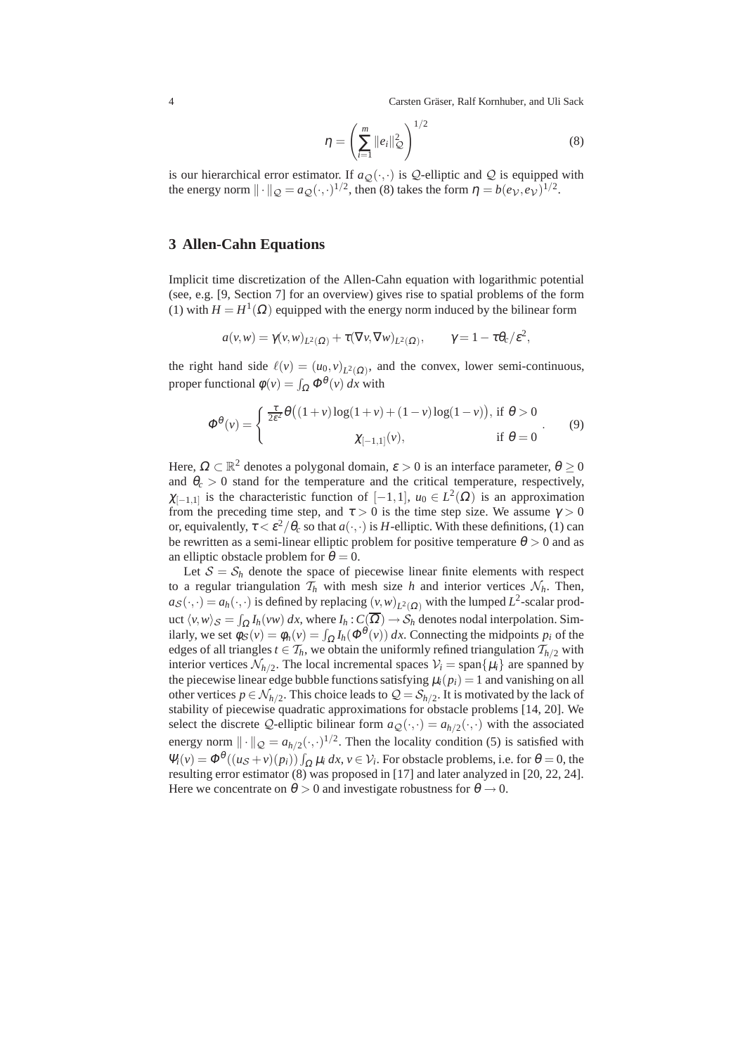$$\eta = \left( \sum_{i=1}^{m} \|e_i\|_{\mathcal{Q}}^2 \right)^{1/2} \tag{8}$$

is our hierarchical error estimator. If $a_{\mathcal{Q}}(\cdot,\cdot)$ is $\mathcal{Q}$-elliptic and $\mathcal{Q}$ is equipped with the energy norm $\|\cdot\|_{\mathcal{Q}} = a_{\mathcal{Q}}(\cdot,\cdot)^{1/2}$, then (8) takes the form $\eta = b(e_{\mathcal{V}}, e_{\mathcal{V}})^{1/2}$.

## 3 Allen-Cahn Equations

Implicit time discretization of the Allen-Cahn equation with logarithmic potential (see, e.g. [9, Section 7] for an overview) gives rise to spatial problems of the form (1) with $H = H^1(\Omega)$ equipped with the energy norm induced by the bilinear form

$$a(v,w) = \gamma(v,w)_{L^2(\Omega)} + \tau(\nabla v, \nabla w)_{L^2(\Omega)}, \qquad \gamma = 1 - \tau\theta_c/\varepsilon^2,$$

the right hand side $\ell(v) = (u_0, v)_{L^2(\Omega)}$, and the convex, lower semi-continuous, proper functional $\phi(v) = \int_\Omega \Phi^\theta(v)\, dx$ with

$$\Phi^\theta(v) = \begin{cases} \frac{\tau}{2\varepsilon^2}\theta\big((1+v)\log(1+v) + (1-v)\log(1-v)\big), & \text{if } \theta > 0 \\ \chi_{[-1,1]}(v), & \text{if } \theta = 0 \end{cases}. \tag{9}$$

Here, $\Omega \subset \mathbb{R}^2$ denotes a polygonal domain, $\varepsilon > 0$ is an interface parameter, $\theta \geq 0$ and $\theta_c > 0$ stand for the temperature and the critical temperature, respectively, $\chi_{[-1,1]}$ is the characteristic function of $[-1,1]$, $u_0 \in L^2(\Omega)$ is an approximation from the preceding time step, and $\tau > 0$ is the time step size. We assume $\gamma > 0$ or, equivalently, $\tau < \varepsilon^2/\theta_c$ so that $a(\cdot,\cdot)$ is $H$-elliptic. With these definitions, (1) can be rewritten as a semi-linear elliptic problem for positive temperature $\theta > 0$ and as an elliptic obstacle problem for $\theta = 0$.

Let $\mathcal{S} = \mathcal{S}_h$ denote the space of piecewise linear finite elements with respect to a regular triangulation $\mathcal{T}_h$ with mesh size $h$ and interior vertices $\mathcal{N}_h$. Then, $a_{\mathcal{S}}(\cdot,\cdot) = a_h(\cdot,\cdot)$ is defined by replacing $(v,w)_{L^2(\Omega)}$ with the lumped $L^2$-scalar product $\langle v,w\rangle_{\mathcal{S}} = \int_\Omega I_h(vw)\, dx$, where $I_h : C(\overline{\Omega}) \to \mathcal{S}_h$ denotes nodal interpolation. Similarly, we set $\phi_{\mathcal{S}}(v) = \phi_h(v) = \int_\Omega I_h(\Phi^\theta(v))\, dx$. Connecting the midpoints $p_i$ of the edges of all triangles $t \in \mathcal{T}_h$, we obtain the uniformly refined triangulation $\mathcal{T}_{h/2}$ with interior vertices $\mathcal{N}_{h/2}$. The local incremental spaces $\mathcal{V}_i = \text{span}\{\mu_i\}$ are spanned by the piecewise linear edge bubble functions satisfying $\mu_i(p_i) = 1$ and vanishing on all other vertices $p \in \mathcal{N}_{h/2}$. This choice leads to $\mathcal{Q} = \mathcal{S}_{h/2}$. It is motivated by the lack of stability of piecewise quadratic approximations for obstacle problems [14, 20]. We select the discrete $\mathcal{Q}$-elliptic bilinear form $a_{\mathcal{Q}}(\cdot,\cdot) = a_{h/2}(\cdot,\cdot)$ with the associated energy norm $\|\cdot\|_{\mathcal{Q}} = a_{h/2}(\cdot,\cdot)^{1/2}$. Then the locality condition (5) is satisfied with $\Psi_i(v) = \Phi^\theta((u_{\mathcal{S}} + v)(p_i)) \int_\Omega \mu_i\, dx$, $v \in \mathcal{V}_i$. For obstacle problems, i.e. for $\theta = 0$, the resulting error estimator (8) was proposed in [17] and later analyzed in [20, 22, 24]. Here we concentrate on $\theta > 0$ and investigate robustness for $\theta \to 0$.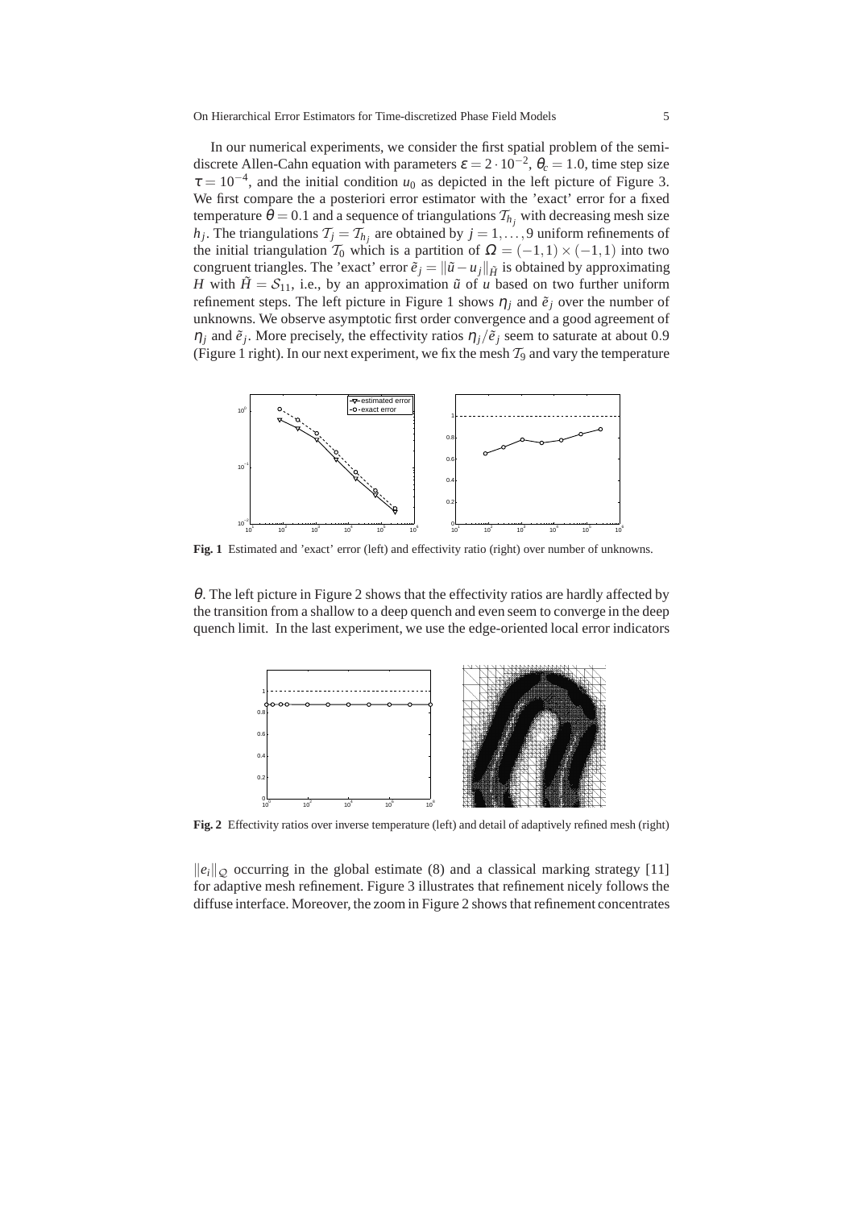In our numerical experiments, we consider the first spatial problem of the semi-discrete Allen-Cahn equation with parameters $\varepsilon = 2\cdot 10^{-2}$, $\theta_c = 1.0$, time step size $\tau = 10^{-4}$, and the initial condition $u_0$ as depicted in the left picture of Figure 3. We first compare the a posteriori error estimator with the 'exact' error for a fixed temperature $\theta = 0.1$ and a sequence of triangulations $\mathcal{T}_{h_j}$ with decreasing mesh size $h_j$. The triangulations $\mathcal{T}_j = \mathcal{T}_{h_j}$ are obtained by $j = 1,\ldots,9$ uniform refinements of the initial triangulation $\mathcal{T}_0$ which is a partition of $\Omega = (-1,1)\times(-1,1)$ into two congruent triangles. The 'exact' error $\tilde{e}_j = \|\tilde{u} - u_j\|_{\tilde{H}}$ is obtained by approximating $H$ with $\tilde{H} = \mathcal{S}_{11}$, i.e., by an approximation $\tilde{u}$ of $u$ based on two further uniform refinement steps. The left picture in Figure 1 shows $\eta_j$ and $\tilde{e}_j$ over the number of unknowns. We observe asymptotic first order convergence and a good agreement of $\eta_j$ and $\tilde{e}_j$. More precisely, the effectivity ratios $\eta_j/\tilde{e}_j$ seem to saturate at about 0.9 (Figure 1 right). In our next experiment, we fix the mesh $\mathcal{T}_9$ and vary the temperature

**Fig. 1** Estimated and 'exact' error (left) and effectivity ratio (right) over number of unknowns.

$\theta$. The left picture in Figure 2 shows that the effectivity ratios are hardly affected by the transition from a shallow to a deep quench and even seem to converge in the deep quench limit. In the last experiment, we use the edge-oriented local error indicators

**Fig. 2** Effectivity ratios over inverse temperature (left) and detail of adaptively refined mesh (right)

$\|e_i\|_{\mathcal{Q}}$ occurring in the global estimate (8) and a classical marking strategy [11] for adaptive mesh refinement. Figure 3 illustrates that refinement nicely follows the diffuse interface. Moreover, the zoom in Figure 2 shows that refinement concentrates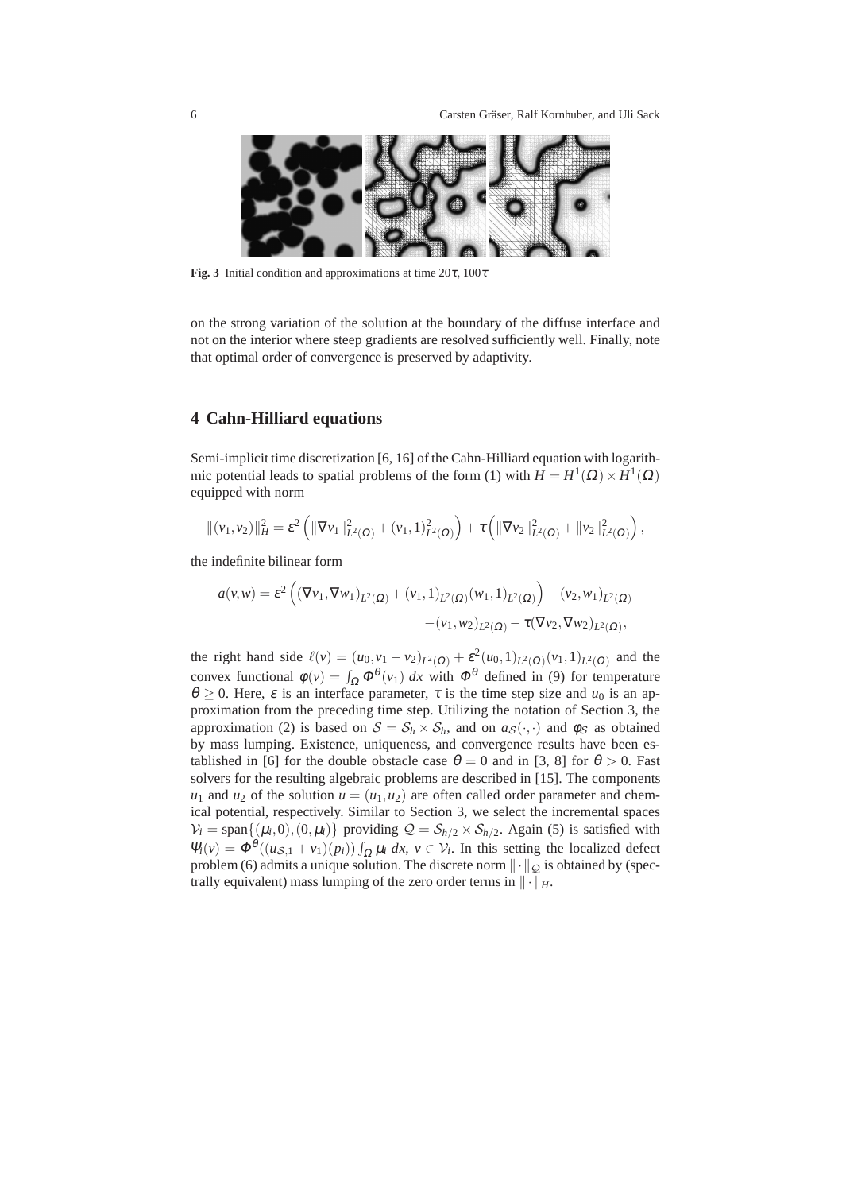**Fig. 3** Initial condition and approximations at time $20\tau$, $100\tau$

on the strong variation of the solution at the boundary of the diffuse interface and not on the interior where steep gradients are resolved sufficiently well. Finally, note that optimal order of convergence is preserved by adaptivity.

## 4 Cahn-Hilliard equations

Semi-implicit time discretization [6, 16] of the Cahn-Hilliard equation with logarithmic potential leads to spatial problems of the form (1) with $H = H^1(\Omega) \times H^1(\Omega)$ equipped with norm

$$\|(v_1, v_2)\|_H^2 = \varepsilon^2 \left( \|\nabla v_1\|^2_{L^2(\Omega)} + (v_1, 1)^2_{L^2(\Omega)} \right) + \tau \left( \|\nabla v_2\|^2_{L^2(\Omega)} + \|v_2\|^2_{L^2(\Omega)} \right),$$

the indefinite bilinear form

$$a(v,w) = \varepsilon^2 \left( (\nabla v_1, \nabla w_1)_{L^2(\Omega)} + (v_1, 1)_{L^2(\Omega)} (w_1, 1)_{L^2(\Omega)} \right) - (v_2, w_1)_{L^2(\Omega)} \\ - (v_1, w_2)_{L^2(\Omega)} - \tau (\nabla v_2, \nabla w_2)_{L^2(\Omega)},$$

the right hand side $\ell(v) = (u_0, v_1 - v_2)_{L^2(\Omega)} + \varepsilon^2 (u_0, 1)_{L^2(\Omega)} (v_1, 1)_{L^2(\Omega)}$ and the convex functional $\phi(v) = \int_\Omega \Phi^\theta(v_1)\, dx$ with $\Phi^\theta$ defined in (9) for temperature $\theta \geq 0$. Here, $\varepsilon$ is an interface parameter, $\tau$ is the time step size and $u_0$ is an approximation from the preceding time step. Utilizing the notation of Section 3, the approximation (2) is based on $\mathcal{S} = \mathcal{S}_h \times \mathcal{S}_h$, and on $a_{\mathcal{S}}(\cdot,\cdot)$ and $\phi_{\mathcal{S}}$ as obtained by mass lumping. Existence, uniqueness, and convergence results have been established in [6] for the double obstacle case $\theta = 0$ and in [3, 8] for $\theta > 0$. Fast solvers for the resulting algebraic problems are described in [15]. The components $u_1$ and $u_2$ of the solution $u = (u_1, u_2)$ are often called order parameter and chemical potential, respectively. Similar to Section 3, we select the incremental spaces $\mathcal{V}_i = \operatorname{span}\{(\mu_i, 0), (0, \mu_i)\}$ providing $\mathcal{Q} = \mathcal{S}_{h/2} \times \mathcal{S}_{h/2}$. Again (5) is satisfied with $\Psi_i(v) = \Phi^\theta((u_{\mathcal{S},1} + v_1)(p_i)) \int_\Omega \mu_i\, dx$, $v \in \mathcal{V}_i$. In this setting the localized defect problem (6) admits a unique solution. The discrete norm $\|\cdot\|_{\mathcal{Q}}$ is obtained by (spectrally equivalent) mass lumping of the zero order terms in $\|\cdot\|_H$.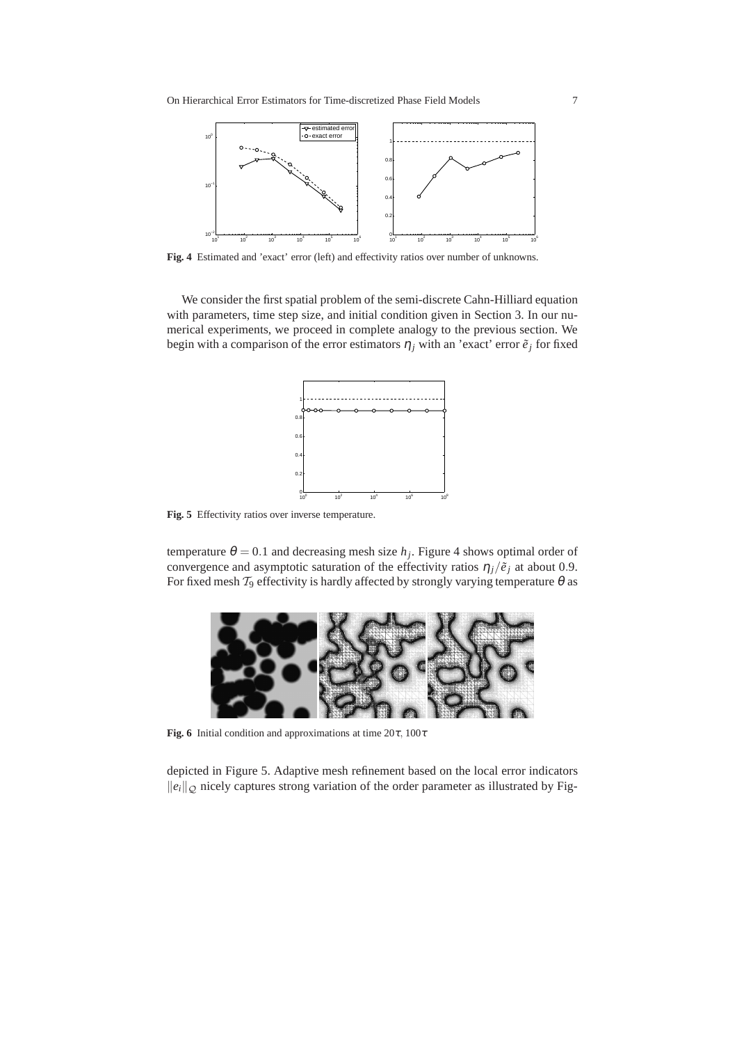**Fig. 4** Estimated and 'exact' error (left) and effectivity ratios over number of unknowns.

We consider the first spatial problem of the semi-discrete Cahn-Hilliard equation with parameters, time step size, and initial condition given in Section 3. In our numerical experiments, we proceed in complete analogy to the previous section. We begin with a comparison of the error estimators $\eta_j$ with an 'exact' error $\tilde{e}_j$ for fixed

**Fig. 5** Effectivity ratios over inverse temperature.

temperature $\theta = 0.1$ and decreasing mesh size $h_j$. Figure 4 shows optimal order of convergence and asymptotic saturation of the effectivity ratios $\eta_j/\tilde{e}_j$ at about 0.9. For fixed mesh $\mathcal{T}_9$ effectivity is hardly affected by strongly varying temperature $\theta$ as

**Fig. 6** Initial condition and approximations at time $20\tau$, $100\tau$

depicted in Figure 5. Adaptive mesh refinement based on the local error indicators $\|e_i\|_{\mathcal{Q}}$ nicely captures strong variation of the order parameter as illustrated by Fig-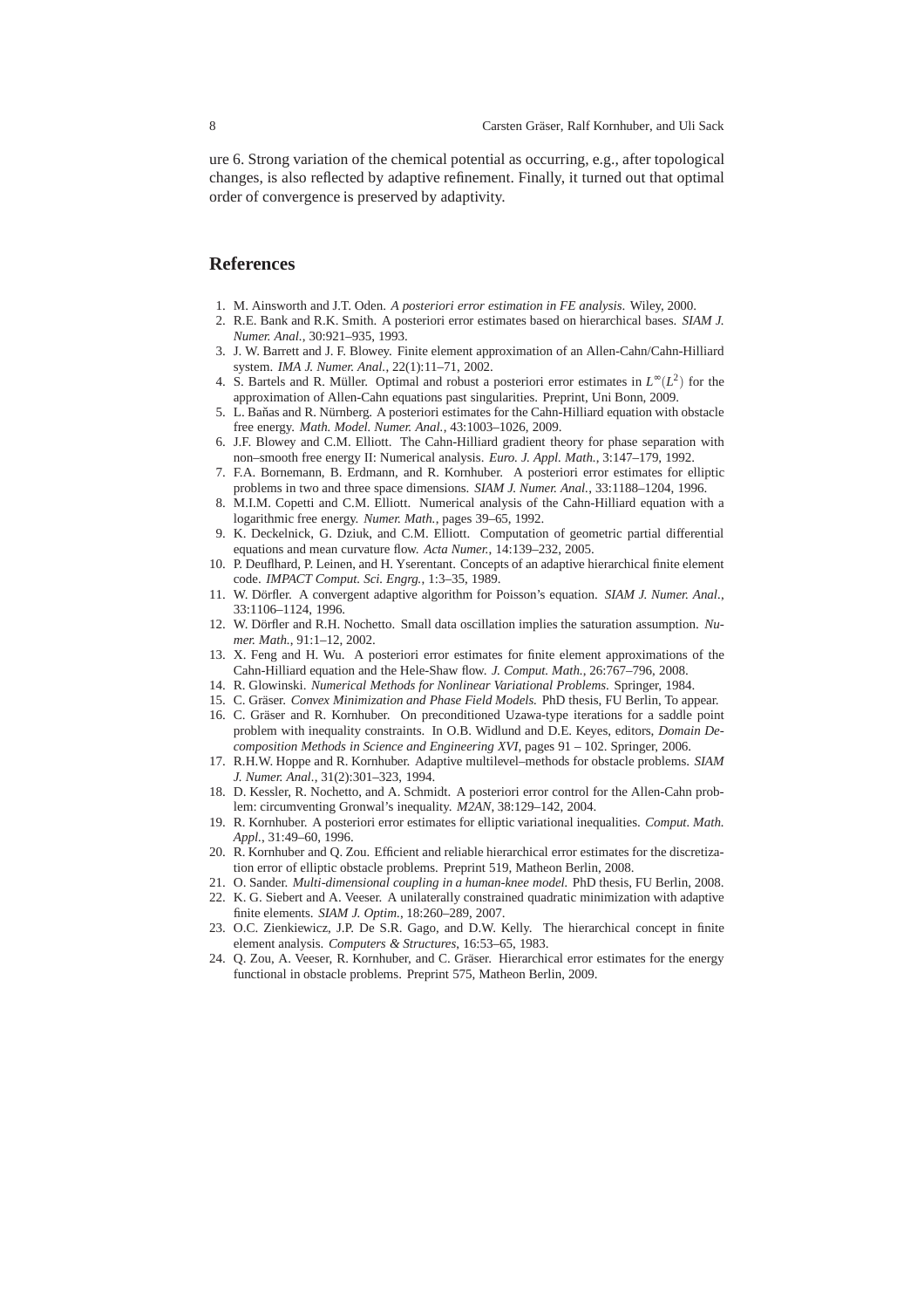ure 6. Strong variation of the chemical potential as occurring, e.g., after topological changes, is also reflected by adaptive refinement. Finally, it turned out that optimal order of convergence is preserved by adaptivity.

## References

1. M. Ainsworth and J.T. Oden. *A posteriori error estimation in FE analysis.* Wiley, 2000.
2. R.E. Bank and R.K. Smith. A posteriori error estimates based on hierarchical bases. *SIAM J. Numer. Anal.*, 30:921–935, 1993.
3. J. W. Barrett and J. F. Blowey. Finite element approximation of an Allen-Cahn/Cahn-Hilliard system. *IMA J. Numer. Anal.*, 22(1):11–71, 2002.
4. S. Bartels and R. Müller. Optimal and robust a posteriori error estimates in $L^\infty(L^2)$ for the approximation of Allen-Cahn equations past singularities. Preprint, Uni Bonn, 2009.
5. L. Bañas and R. Nürnberg. A posteriori estimates for the Cahn-Hilliard equation with obstacle free energy. *Math. Model. Numer. Anal.*, 43:1003–1026, 2009.
6. J.F. Blowey and C.M. Elliott. The Cahn-Hilliard gradient theory for phase separation with non–smooth free energy II: Numerical analysis. *Euro. J. Appl. Math.*, 3:147–179, 1992.
7. F.A. Bornemann, B. Erdmann, and R. Kornhuber. A posteriori error estimates for elliptic problems in two and three space dimensions. *SIAM J. Numer. Anal.*, 33:1188–1204, 1996.
8. M.I.M. Copetti and C.M. Elliott. Numerical analysis of the Cahn-Hilliard equation with a logarithmic free energy. *Numer. Math.*, pages 39–65, 1992.
9. K. Deckelnick, G. Dziuk, and C.M. Elliott. Computation of geometric partial differential equations and mean curvature flow. *Acta Numer.*, 14:139–232, 2005.
10. P. Deuflhard, P. Leinen, and H. Yserentant. Concepts of an adaptive hierarchical finite element code. *IMPACT Comput. Sci. Engrg.*, 1:3–35, 1989.
11. W. Dörfler. A convergent adaptive algorithm for Poisson's equation. *SIAM J. Numer. Anal.*, 33:1106–1124, 1996.
12. W. Dörfler and R.H. Nochetto. Small data oscillation implies the saturation assumption. *Numer. Math.*, 91:1–12, 2002.
13. X. Feng and H. Wu. A posteriori error estimates for finite element approximations of the Cahn-Hilliard equation and the Hele-Shaw flow. *J. Comput. Math.*, 26:767–796, 2008.
14. R. Glowinski. *Numerical Methods for Nonlinear Variational Problems.* Springer, 1984.
15. C. Gräser. *Convex Minimization and Phase Field Models.* PhD thesis, FU Berlin, To appear.
16. C. Gräser and R. Kornhuber. On preconditioned Uzawa-type iterations for a saddle point problem with inequality constraints. In O.B. Widlund and D.E. Keyes, editors, *Domain Decomposition Methods in Science and Engineering XVI*, pages 91 – 102. Springer, 2006.
17. R.H.W. Hoppe and R. Kornhuber. Adaptive multilevel–methods for obstacle problems. *SIAM J. Numer. Anal.*, 31(2):301–323, 1994.
18. D. Kessler, R. Nochetto, and A. Schmidt. A posteriori error control for the Allen-Cahn problem: circumventing Gronwal's inequality. *M2AN*, 38:129–142, 2004.
19. R. Kornhuber. A posteriori error estimates for elliptic variational inequalities. *Comput. Math. Appl.*, 31:49–60, 1996.
20. R. Kornhuber and Q. Zou. Efficient and reliable hierarchical error estimates for the discretization error of elliptic obstacle problems. Preprint 519, Matheon Berlin, 2008.
21. O. Sander. *Multi-dimensional coupling in a human-knee model.* PhD thesis, FU Berlin, 2008.
22. K. G. Siebert and A. Veeser. A unilaterally constrained quadratic minimization with adaptive finite elements. *SIAM J. Optim.*, 18:260–289, 2007.
23. O.C. Zienkiewicz, J.P. De S.R. Gago, and D.W. Kelly. The hierarchical concept in finite element analysis. *Computers & Structures*, 16:53–65, 1983.
24. Q. Zou, A. Veeser, R. Kornhuber, and C. Gräser. Hierarchical error estimates for the energy functional in obstacle problems. Preprint 575, Matheon Berlin, 2009.